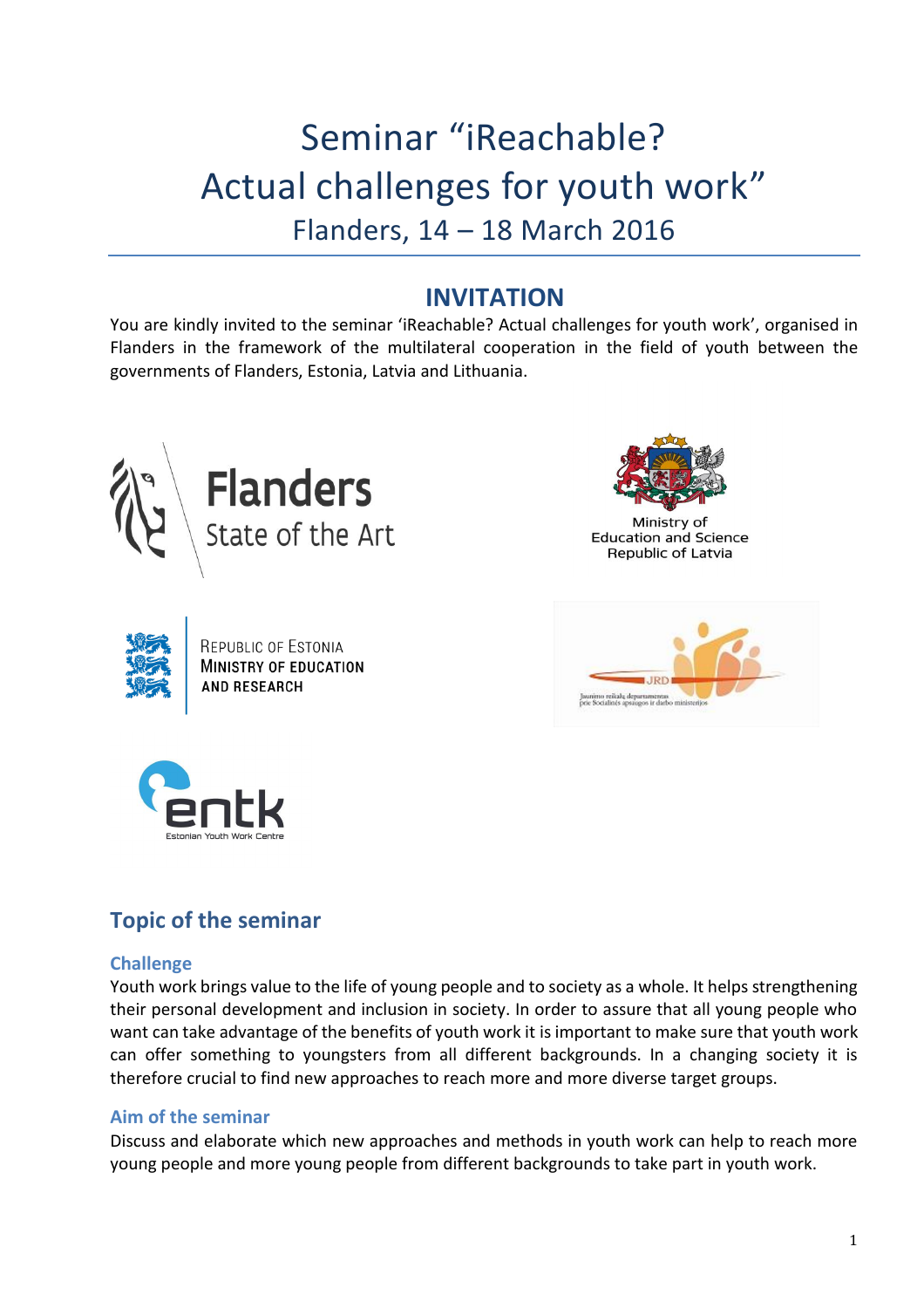# Seminar “iReachable? Actual challenges for youth work”

Flanders, 14 – 18 March 2016

## INVITATION

You are kindly invited to the seminar ‘iReachable? Actual challenges for youth work’, organised in Flanders in the framework of the multilateral cooperation in the field of youth between the governments of Flanders, Estonia, Latvia and Lithuania.

Flanders
State of the Art

Ministry of
Education and Science
Republic of Latvia

Republic of Estonia
Ministry of Education
and Research

JRD
Jaunimo reikalų departamentas
prie Socialinės apsaugos ir darbo ministerijos

entk
Estonian Youth Work Centre

## Topic of the seminar

### Challenge

Youth work brings value to the life of young people and to society as a whole. It helps strengthening their personal development and inclusion in society. In order to assure that all young people who want can take advantage of the benefits of youth work it is important to make sure that youth work can offer something to youngsters from all different backgrounds. In a changing society it is therefore crucial to find new approaches to reach more and more diverse target groups.

### Aim of the seminar

Discuss and elaborate which new approaches and methods in youth work can help to reach more young people and more young people from different backgrounds to take part in youth work.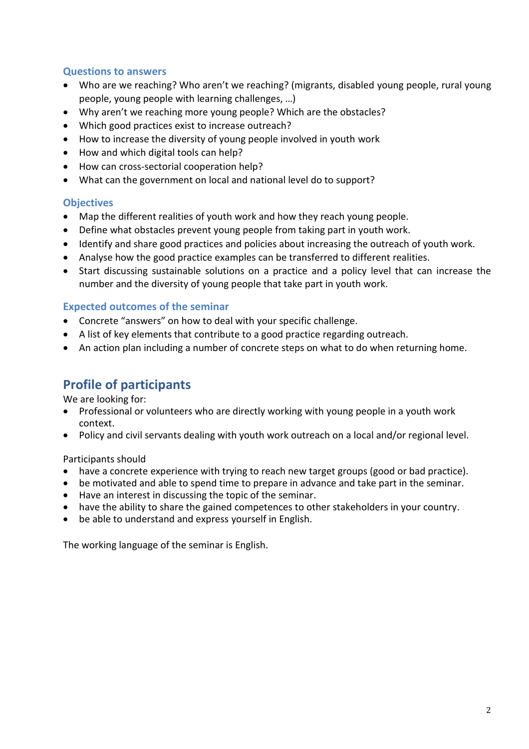### Questions to answers

- Who are we reaching? Who aren't we reaching? (migrants, disabled young people, rural young people, young people with learning challenges, …)
- Why aren't we reaching more young people? Which are the obstacles?
- Which good practices exist to increase outreach?
- How to increase the diversity of young people involved in youth work
- How and which digital tools can help?
- How can cross-sectorial cooperation help?
- What can the government on local and national level do to support?

### Objectives

- Map the different realities of youth work and how they reach young people.
- Define what obstacles prevent young people from taking part in youth work.
- Identify and share good practices and policies about increasing the outreach of youth work.
- Analyse how the good practice examples can be transferred to different realities.
- Start discussing sustainable solutions on a practice and a policy level that can increase the number and the diversity of young people that take part in youth work.

### Expected outcomes of the seminar

- Concrete "answers" on how to deal with your specific challenge.
- A list of key elements that contribute to a good practice regarding outreach.
- An action plan including a number of concrete steps on what to do when returning home.

## Profile of participants

We are looking for:

- Professional or volunteers who are directly working with young people in a youth work context.
- Policy and civil servants dealing with youth work outreach on a local and/or regional level.

Participants should

- have a concrete experience with trying to reach new target groups (good or bad practice).
- be motivated and able to spend time to prepare in advance and take part in the seminar.
- Have an interest in discussing the topic of the seminar.
- have the ability to share the gained competences to other stakeholders in your country.
- be able to understand and express yourself in English.

The working language of the seminar is English.